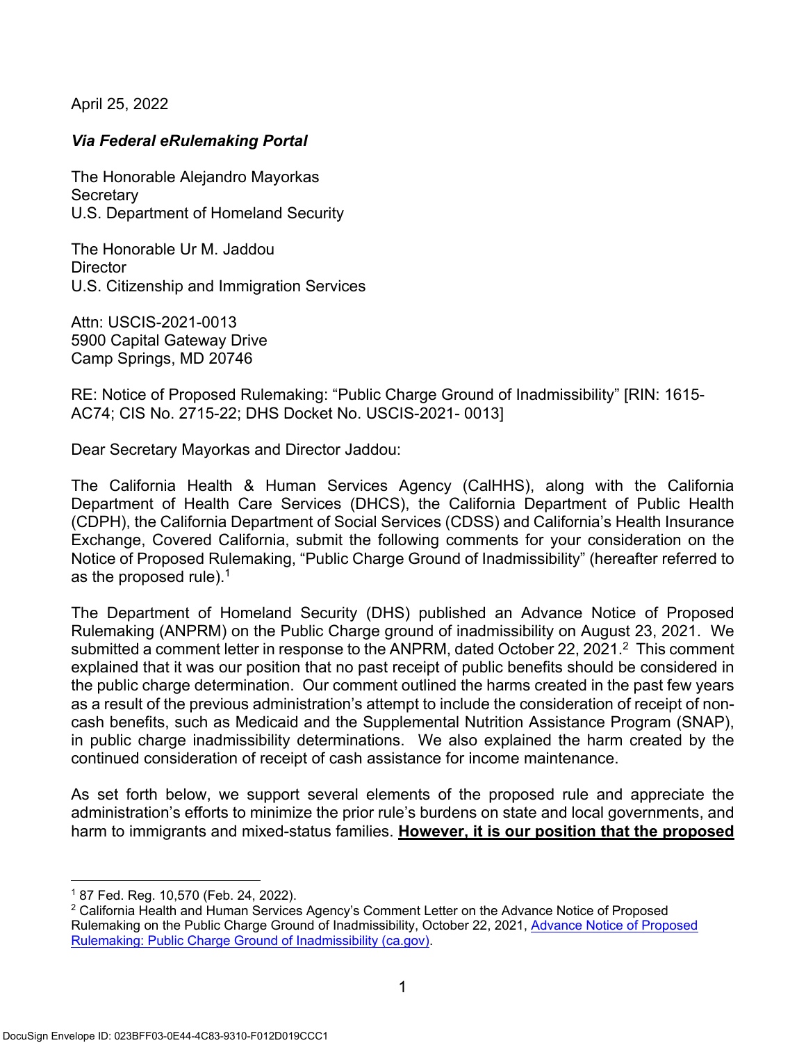April 25, 2022

***Via Federal eRulemaking Portal***

The Honorable Alejandro Mayorkas
Secretary
U.S. Department of Homeland Security

The Honorable Ur M. Jaddou
Director
U.S. Citizenship and Immigration Services

Attn: USCIS-2021-0013
5900 Capital Gateway Drive
Camp Springs, MD 20746

RE: Notice of Proposed Rulemaking: "Public Charge Ground of Inadmissibility" [RIN: 1615-AC74; CIS No. 2715-22; DHS Docket No. USCIS-2021- 0013]

Dear Secretary Mayorkas and Director Jaddou:

The California Health & Human Services Agency (CalHHS), along with the California Department of Health Care Services (DHCS), the California Department of Public Health (CDPH), the California Department of Social Services (CDSS) and California's Health Insurance Exchange, Covered California, submit the following comments for your consideration on the Notice of Proposed Rulemaking, "Public Charge Ground of Inadmissibility" (hereafter referred to as the proposed rule).[1]

The Department of Homeland Security (DHS) published an Advance Notice of Proposed Rulemaking (ANPRM) on the Public Charge ground of inadmissibility on August 23, 2021. We submitted a comment letter in response to the ANPRM, dated October 22, 2021.[2] This comment explained that it was our position that no past receipt of public benefits should be considered in the public charge determination. Our comment outlined the harms created in the past few years as a result of the previous administration's attempt to include the consideration of receipt of non-cash benefits, such as Medicaid and the Supplemental Nutrition Assistance Program (SNAP), in public charge inadmissibility determinations. We also explained the harm created by the continued consideration of receipt of cash assistance for income maintenance.

As set forth below, we support several elements of the proposed rule and appreciate the administration's efforts to minimize the prior rule's burdens on state and local governments, and harm to immigrants and mixed-status families. **<u>However, it is our position that the proposed</u>**

---

[1] 87 Fed. Reg. 10,570 (Feb. 24, 2022).

[2] California Health and Human Services Agency's Comment Letter on the Advance Notice of Proposed Rulemaking on the Public Charge Ground of Inadmissibility, October 22, 2021, [Advance Notice of Proposed Rulemaking: Public Charge Ground of Inadmissibility (ca.gov)](Advance Notice of Proposed Rulemaking: Public Charge Ground of Inadmissibility (ca.gov)).

DocuSign Envelope ID: 023BFF03-0E44-4C83-9310-F012D019CCC1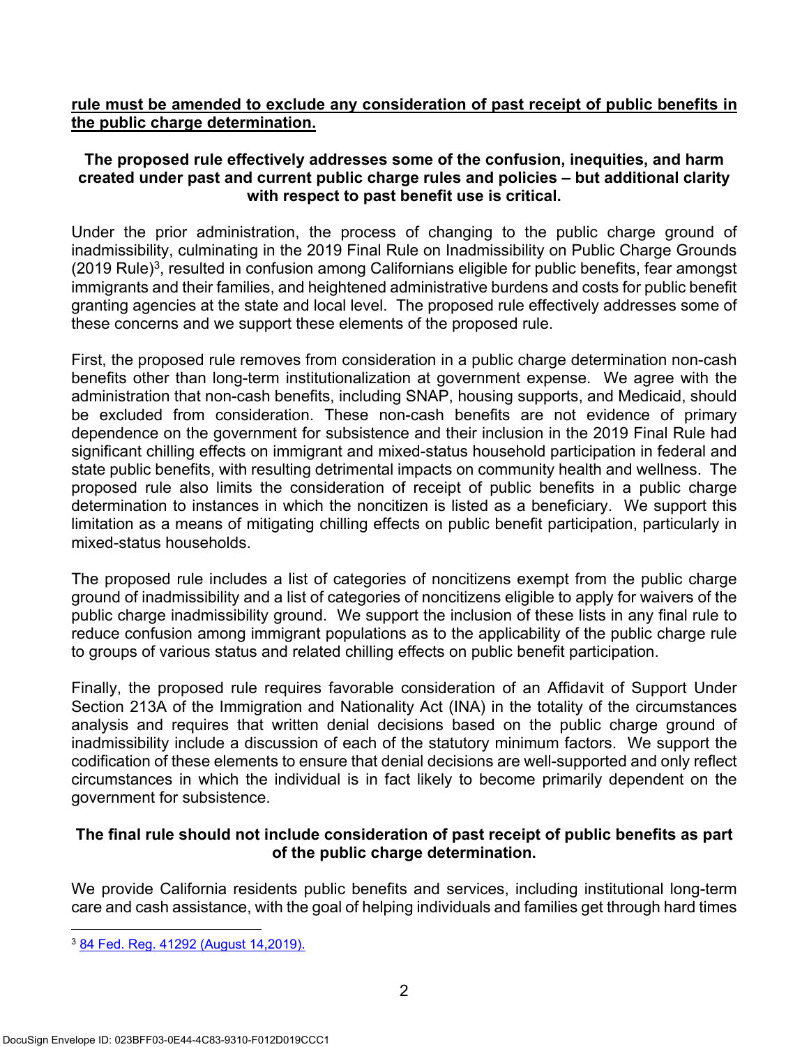**<u>rule must be amended to exclude any consideration of past receipt of public benefits in the public charge determination.</u>**

**The proposed rule effectively addresses some of the confusion, inequities, and harm created under past and current public charge rules and policies – but additional clarity with respect to past benefit use is critical.**

Under the prior administration, the process of changing to the public charge ground of inadmissibility, culminating in the 2019 Final Rule on Inadmissibility on Public Charge Grounds (2019 Rule)[3], resulted in confusion among Californians eligible for public benefits, fear amongst immigrants and their families, and heightened administrative burdens and costs for public benefit granting agencies at the state and local level. The proposed rule effectively addresses some of these concerns and we support these elements of the proposed rule.

First, the proposed rule removes from consideration in a public charge determination non-cash benefits other than long-term institutionalization at government expense. We agree with the administration that non-cash benefits, including SNAP, housing supports, and Medicaid, should be excluded from consideration. These non-cash benefits are not evidence of primary dependence on the government for subsistence and their inclusion in the 2019 Final Rule had significant chilling effects on immigrant and mixed-status household participation in federal and state public benefits, with resulting detrimental impacts on community health and wellness. The proposed rule also limits the consideration of receipt of public benefits in a public charge determination to instances in which the noncitizen is listed as a beneficiary. We support this limitation as a means of mitigating chilling effects on public benefit participation, particularly in mixed-status households.

The proposed rule includes a list of categories of noncitizens exempt from the public charge ground of inadmissibility and a list of categories of noncitizens eligible to apply for waivers of the public charge inadmissibility ground. We support the inclusion of these lists in any final rule to reduce confusion among immigrant populations as to the applicability of the public charge rule to groups of various status and related chilling effects on public benefit participation.

Finally, the proposed rule requires favorable consideration of an Affidavit of Support Under Section 213A of the Immigration and Nationality Act (INA) in the totality of the circumstances analysis and requires that written denial decisions based on the public charge ground of inadmissibility include a discussion of each of the statutory minimum factors. We support the codification of these elements to ensure that denial decisions are well-supported and only reflect circumstances in which the individual is in fact likely to become primarily dependent on the government for subsistence.

**The final rule should not include consideration of past receipt of public benefits as part of the public charge determination.**

We provide California residents public benefits and services, including institutional long-term care and cash assistance, with the goal of helping individuals and families get through hard times

[3] 84 Fed. Reg. 41292 (August 14,2019).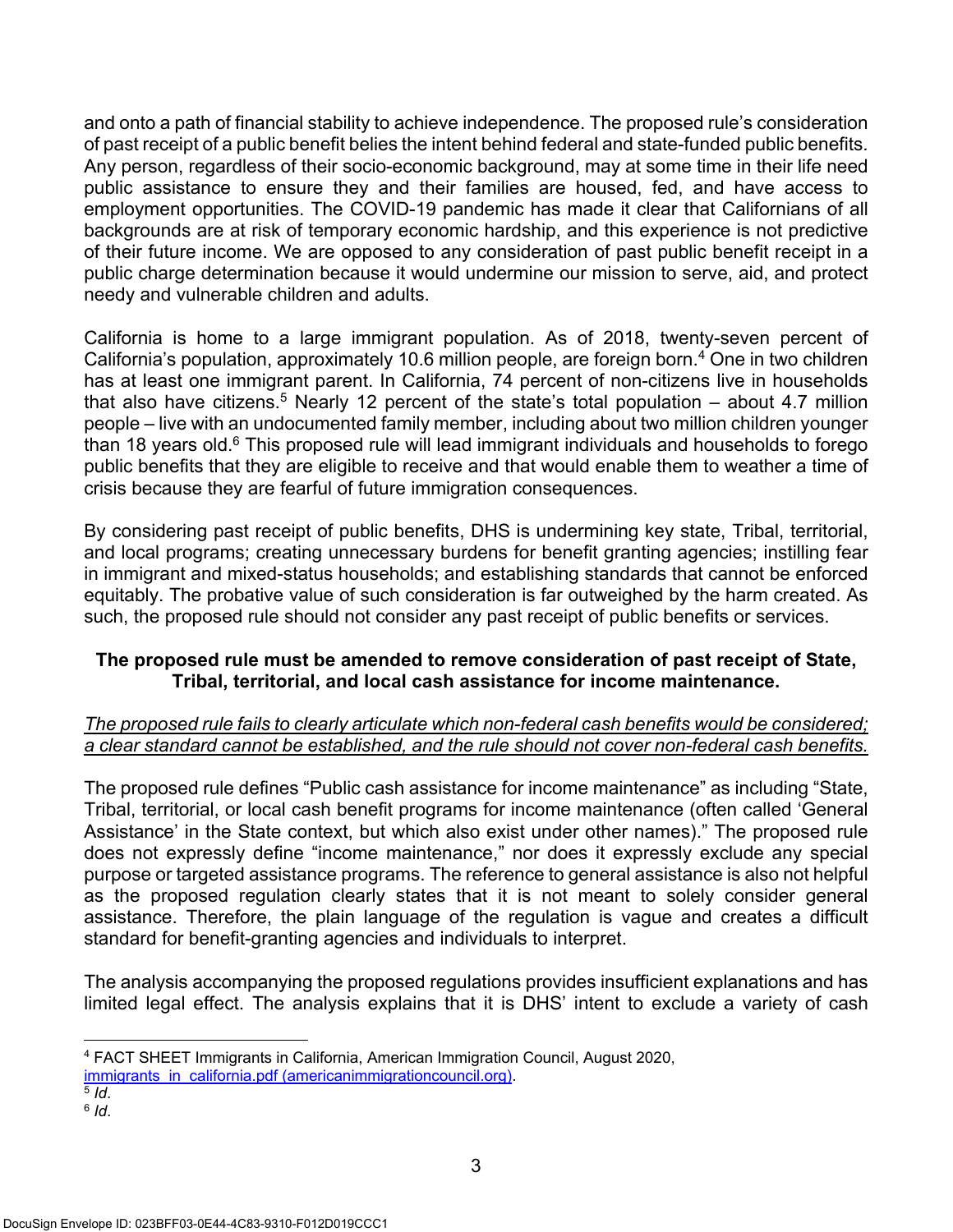and onto a path of financial stability to achieve independence. The proposed rule's consideration of past receipt of a public benefit belies the intent behind federal and state-funded public benefits. Any person, regardless of their socio-economic background, may at some time in their life need public assistance to ensure they and their families are housed, fed, and have access to employment opportunities. The COVID-19 pandemic has made it clear that Californians of all backgrounds are at risk of temporary economic hardship, and this experience is not predictive of their future income. We are opposed to any consideration of past public benefit receipt in a public charge determination because it would undermine our mission to serve, aid, and protect needy and vulnerable children and adults.

California is home to a large immigrant population. As of 2018, twenty-seven percent of California's population, approximately 10.6 million people, are foreign born.[4] One in two children has at least one immigrant parent. In California, 74 percent of non-citizens live in households that also have citizens.[5] Nearly 12 percent of the state's total population – about 4.7 million people – live with an undocumented family member, including about two million children younger than 18 years old.[6] This proposed rule will lead immigrant individuals and households to forego public benefits that they are eligible to receive and that would enable them to weather a time of crisis because they are fearful of future immigration consequences.

By considering past receipt of public benefits, DHS is undermining key state, Tribal, territorial, and local programs; creating unnecessary burdens for benefit granting agencies; instilling fear in immigrant and mixed-status households; and establishing standards that cannot be enforced equitably. The probative value of such consideration is far outweighed by the harm created. As such, the proposed rule should not consider any past receipt of public benefits or services.

**The proposed rule must be amended to remove consideration of past receipt of State, Tribal, territorial, and local cash assistance for income maintenance.**

*The proposed rule fails to clearly articulate which non-federal cash benefits would be considered; a clear standard cannot be established, and the rule should not cover non-federal cash benefits.*

The proposed rule defines "Public cash assistance for income maintenance" as including "State, Tribal, territorial, or local cash benefit programs for income maintenance (often called 'General Assistance' in the State context, but which also exist under other names)." The proposed rule does not expressly define "income maintenance," nor does it expressly exclude any special purpose or targeted assistance programs. The reference to general assistance is also not helpful as the proposed regulation clearly states that it is not meant to solely consider general assistance. Therefore, the plain language of the regulation is vague and creates a difficult standard for benefit-granting agencies and individuals to interpret.

The analysis accompanying the proposed regulations provides insufficient explanations and has limited legal effect. The analysis explains that it is DHS' intent to exclude a variety of cash

---

[4] FACT SHEET Immigrants in California, American Immigration Council, August 2020, [immigrants_in_california.pdf (americanimmigrationcouncil.org)](immigrants_in_california.pdf).

[5] *Id*.

[6] *Id*.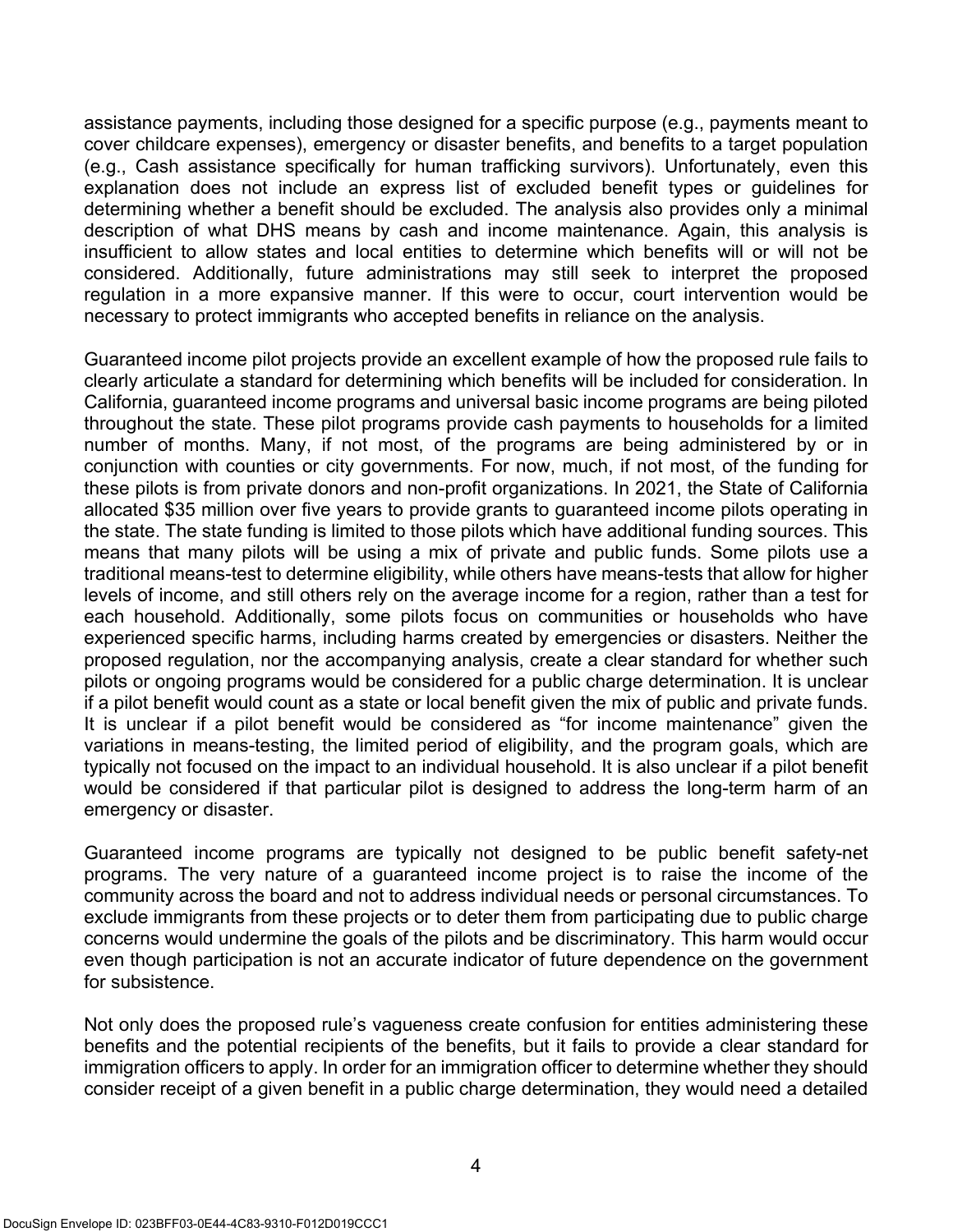assistance payments, including those designed for a specific purpose (e.g., payments meant to cover childcare expenses), emergency or disaster benefits, and benefits to a target population (e.g., Cash assistance specifically for human trafficking survivors). Unfortunately, even this explanation does not include an express list of excluded benefit types or guidelines for determining whether a benefit should be excluded. The analysis also provides only a minimal description of what DHS means by cash and income maintenance. Again, this analysis is insufficient to allow states and local entities to determine which benefits will or will not be considered. Additionally, future administrations may still seek to interpret the proposed regulation in a more expansive manner. If this were to occur, court intervention would be necessary to protect immigrants who accepted benefits in reliance on the analysis.

Guaranteed income pilot projects provide an excellent example of how the proposed rule fails to clearly articulate a standard for determining which benefits will be included for consideration. In California, guaranteed income programs and universal basic income programs are being piloted throughout the state. These pilot programs provide cash payments to households for a limited number of months. Many, if not most, of the programs are being administered by or in conjunction with counties or city governments. For now, much, if not most, of the funding for these pilots is from private donors and non-profit organizations. In 2021, the State of California allocated $35 million over five years to provide grants to guaranteed income pilots operating in the state. The state funding is limited to those pilots which have additional funding sources. This means that many pilots will be using a mix of private and public funds. Some pilots use a traditional means-test to determine eligibility, while others have means-tests that allow for higher levels of income, and still others rely on the average income for a region, rather than a test for each household. Additionally, some pilots focus on communities or households who have experienced specific harms, including harms created by emergencies or disasters. Neither the proposed regulation, nor the accompanying analysis, create a clear standard for whether such pilots or ongoing programs would be considered for a public charge determination. It is unclear if a pilot benefit would count as a state or local benefit given the mix of public and private funds. It is unclear if a pilot benefit would be considered as "for income maintenance" given the variations in means-testing, the limited period of eligibility, and the program goals, which are typically not focused on the impact to an individual household. It is also unclear if a pilot benefit would be considered if that particular pilot is designed to address the long-term harm of an emergency or disaster.

Guaranteed income programs are typically not designed to be public benefit safety-net programs. The very nature of a guaranteed income project is to raise the income of the community across the board and not to address individual needs or personal circumstances. To exclude immigrants from these projects or to deter them from participating due to public charge concerns would undermine the goals of the pilots and be discriminatory. This harm would occur even though participation is not an accurate indicator of future dependence on the government for subsistence.

Not only does the proposed rule's vagueness create confusion for entities administering these benefits and the potential recipients of the benefits, but it fails to provide a clear standard for immigration officers to apply. In order for an immigration officer to determine whether they should consider receipt of a given benefit in a public charge determination, they would need a detailed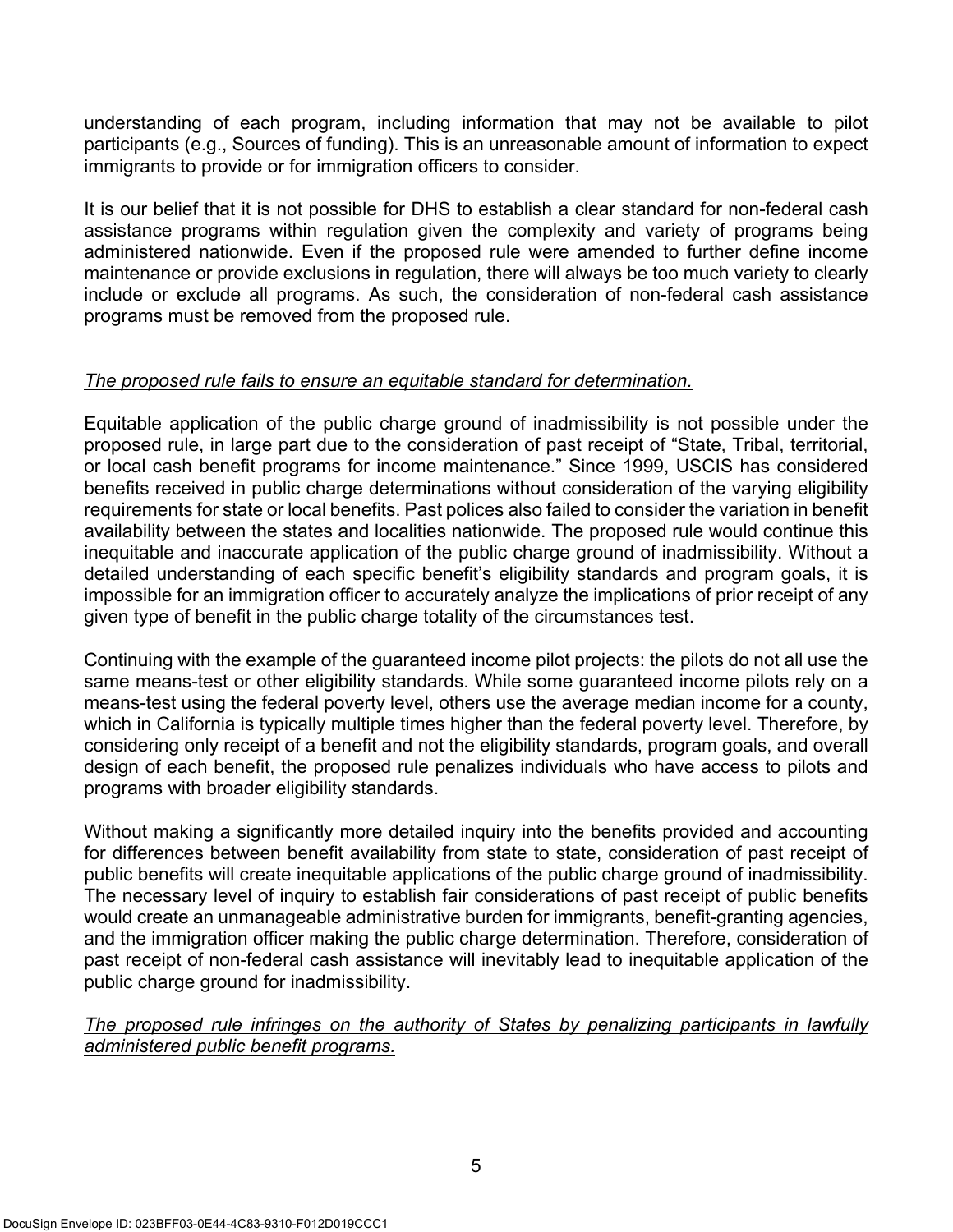understanding of each program, including information that may not be available to pilot participants (e.g., Sources of funding). This is an unreasonable amount of information to expect immigrants to provide or for immigration officers to consider.

It is our belief that it is not possible for DHS to establish a clear standard for non-federal cash assistance programs within regulation given the complexity and variety of programs being administered nationwide. Even if the proposed rule were amended to further define income maintenance or provide exclusions in regulation, there will always be too much variety to clearly include or exclude all programs. As such, the consideration of non-federal cash assistance programs must be removed from the proposed rule.

*The proposed rule fails to ensure an equitable standard for determination.*

Equitable application of the public charge ground of inadmissibility is not possible under the proposed rule, in large part due to the consideration of past receipt of "State, Tribal, territorial, or local cash benefit programs for income maintenance." Since 1999, USCIS has considered benefits received in public charge determinations without consideration of the varying eligibility requirements for state or local benefits. Past polices also failed to consider the variation in benefit availability between the states and localities nationwide. The proposed rule would continue this inequitable and inaccurate application of the public charge ground of inadmissibility. Without a detailed understanding of each specific benefit's eligibility standards and program goals, it is impossible for an immigration officer to accurately analyze the implications of prior receipt of any given type of benefit in the public charge totality of the circumstances test.

Continuing with the example of the guaranteed income pilot projects: the pilots do not all use the same means-test or other eligibility standards. While some guaranteed income pilots rely on a means-test using the federal poverty level, others use the average median income for a county, which in California is typically multiple times higher than the federal poverty level. Therefore, by considering only receipt of a benefit and not the eligibility standards, program goals, and overall design of each benefit, the proposed rule penalizes individuals who have access to pilots and programs with broader eligibility standards.

Without making a significantly more detailed inquiry into the benefits provided and accounting for differences between benefit availability from state to state, consideration of past receipt of public benefits will create inequitable applications of the public charge ground of inadmissibility. The necessary level of inquiry to establish fair considerations of past receipt of public benefits would create an unmanageable administrative burden for immigrants, benefit-granting agencies, and the immigration officer making the public charge determination. Therefore, consideration of past receipt of non-federal cash assistance will inevitably lead to inequitable application of the public charge ground for inadmissibility.

*The proposed rule infringes on the authority of States by penalizing participants in lawfully administered public benefit programs.*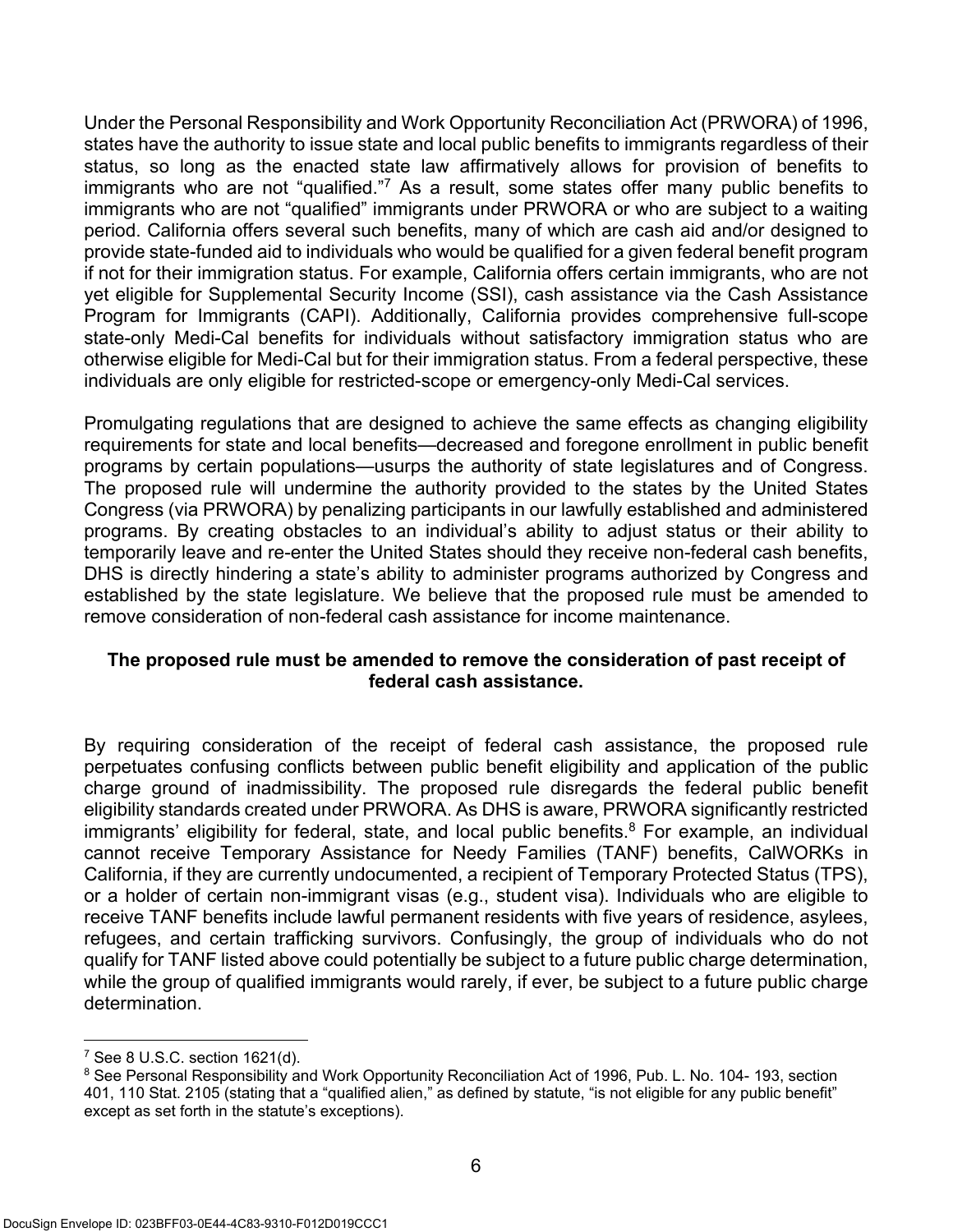Under the Personal Responsibility and Work Opportunity Reconciliation Act (PRWORA) of 1996, states have the authority to issue state and local public benefits to immigrants regardless of their status, so long as the enacted state law affirmatively allows for provision of benefits to immigrants who are not "qualified."[7] As a result, some states offer many public benefits to immigrants who are not "qualified" immigrants under PRWORA or who are subject to a waiting period. California offers several such benefits, many of which are cash aid and/or designed to provide state-funded aid to individuals who would be qualified for a given federal benefit program if not for their immigration status. For example, California offers certain immigrants, who are not yet eligible for Supplemental Security Income (SSI), cash assistance via the Cash Assistance Program for Immigrants (CAPI). Additionally, California provides comprehensive full-scope state-only Medi-Cal benefits for individuals without satisfactory immigration status who are otherwise eligible for Medi-Cal but for their immigration status. From a federal perspective, these individuals are only eligible for restricted-scope or emergency-only Medi-Cal services.

Promulgating regulations that are designed to achieve the same effects as changing eligibility requirements for state and local benefits—decreased and foregone enrollment in public benefit programs by certain populations—usurps the authority of state legislatures and of Congress. The proposed rule will undermine the authority provided to the states by the United States Congress (via PRWORA) by penalizing participants in our lawfully established and administered programs. By creating obstacles to an individual's ability to adjust status or their ability to temporarily leave and re-enter the United States should they receive non-federal cash benefits, DHS is directly hindering a state's ability to administer programs authorized by Congress and established by the state legislature. We believe that the proposed rule must be amended to remove consideration of non-federal cash assistance for income maintenance.

**The proposed rule must be amended to remove the consideration of past receipt of federal cash assistance.**

By requiring consideration of the receipt of federal cash assistance, the proposed rule perpetuates confusing conflicts between public benefit eligibility and application of the public charge ground of inadmissibility. The proposed rule disregards the federal public benefit eligibility standards created under PRWORA. As DHS is aware, PRWORA significantly restricted immigrants' eligibility for federal, state, and local public benefits.[8] For example, an individual cannot receive Temporary Assistance for Needy Families (TANF) benefits, CalWORKs in California, if they are currently undocumented, a recipient of Temporary Protected Status (TPS), or a holder of certain non-immigrant visas (e.g., student visa). Individuals who are eligible to receive TANF benefits include lawful permanent residents with five years of residence, asylees, refugees, and certain trafficking survivors. Confusingly, the group of individuals who do not qualify for TANF listed above could potentially be subject to a future public charge determination, while the group of qualified immigrants would rarely, if ever, be subject to a future public charge determination.

---

[7] See 8 U.S.C. section 1621(d).

[8] See Personal Responsibility and Work Opportunity Reconciliation Act of 1996, Pub. L. No. 104- 193, section 401, 110 Stat. 2105 (stating that a "qualified alien," as defined by statute, "is not eligible for any public benefit" except as set forth in the statute's exceptions).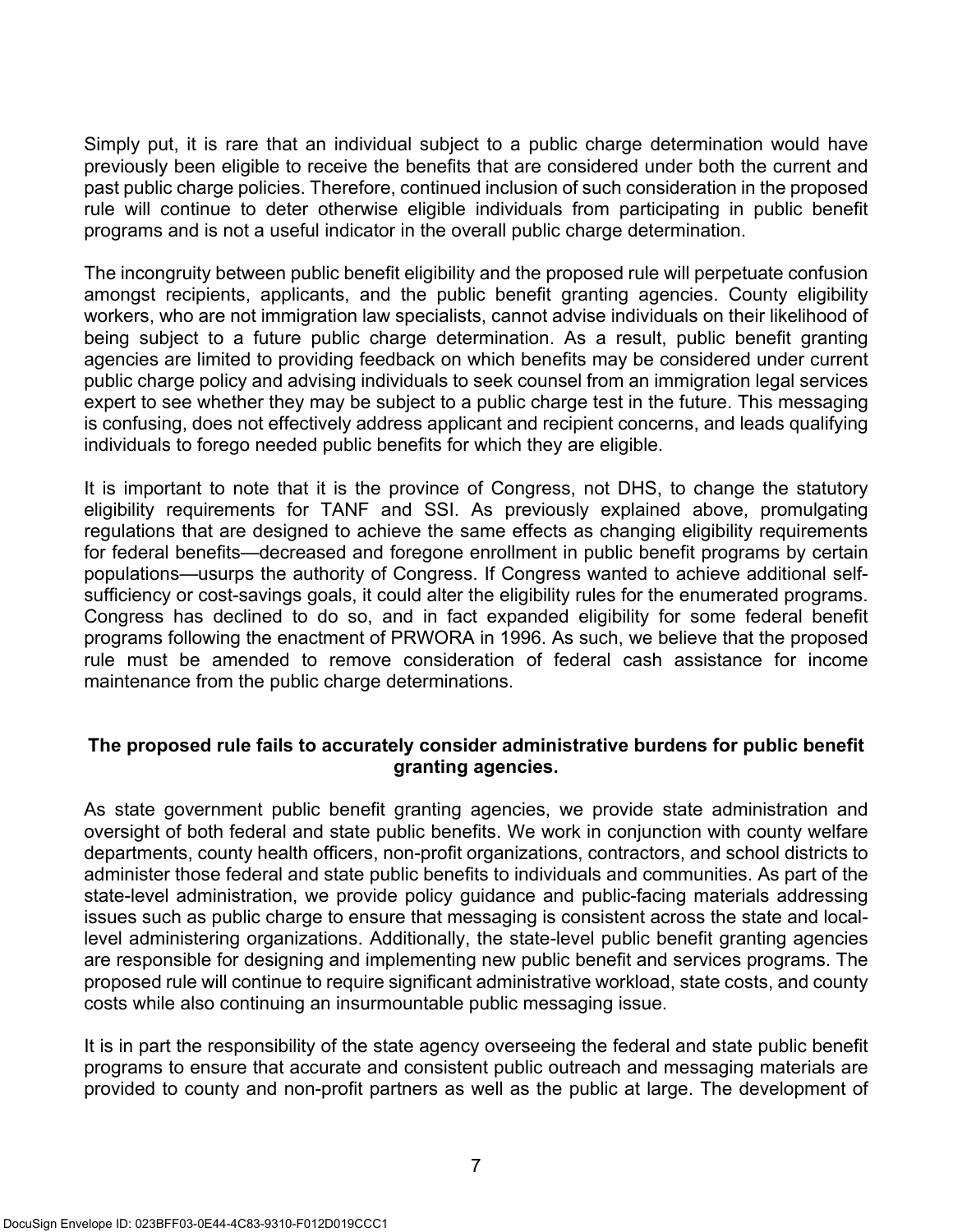Simply put, it is rare that an individual subject to a public charge determination would have previously been eligible to receive the benefits that are considered under both the current and past public charge policies. Therefore, continued inclusion of such consideration in the proposed rule will continue to deter otherwise eligible individuals from participating in public benefit programs and is not a useful indicator in the overall public charge determination.

The incongruity between public benefit eligibility and the proposed rule will perpetuate confusion amongst recipients, applicants, and the public benefit granting agencies. County eligibility workers, who are not immigration law specialists, cannot advise individuals on their likelihood of being subject to a future public charge determination. As a result, public benefit granting agencies are limited to providing feedback on which benefits may be considered under current public charge policy and advising individuals to seek counsel from an immigration legal services expert to see whether they may be subject to a public charge test in the future. This messaging is confusing, does not effectively address applicant and recipient concerns, and leads qualifying individuals to forego needed public benefits for which they are eligible.

It is important to note that it is the province of Congress, not DHS, to change the statutory eligibility requirements for TANF and SSI. As previously explained above, promulgating regulations that are designed to achieve the same effects as changing eligibility requirements for federal benefits—decreased and foregone enrollment in public benefit programs by certain populations—usurps the authority of Congress. If Congress wanted to achieve additional self-sufficiency or cost-savings goals, it could alter the eligibility rules for the enumerated programs. Congress has declined to do so, and in fact expanded eligibility for some federal benefit programs following the enactment of PRWORA in 1996. As such, we believe that the proposed rule must be amended to remove consideration of federal cash assistance for income maintenance from the public charge determinations.

**The proposed rule fails to accurately consider administrative burdens for public benefit granting agencies.**

As state government public benefit granting agencies, we provide state administration and oversight of both federal and state public benefits. We work in conjunction with county welfare departments, county health officers, non-profit organizations, contractors, and school districts to administer those federal and state public benefits to individuals and communities. As part of the state-level administration, we provide policy guidance and public-facing materials addressing issues such as public charge to ensure that messaging is consistent across the state and local-level administering organizations. Additionally, the state-level public benefit granting agencies are responsible for designing and implementing new public benefit and services programs. The proposed rule will continue to require significant administrative workload, state costs, and county costs while also continuing an insurmountable public messaging issue.

It is in part the responsibility of the state agency overseeing the federal and state public benefit programs to ensure that accurate and consistent public outreach and messaging materials are provided to county and non-profit partners as well as the public at large. The development of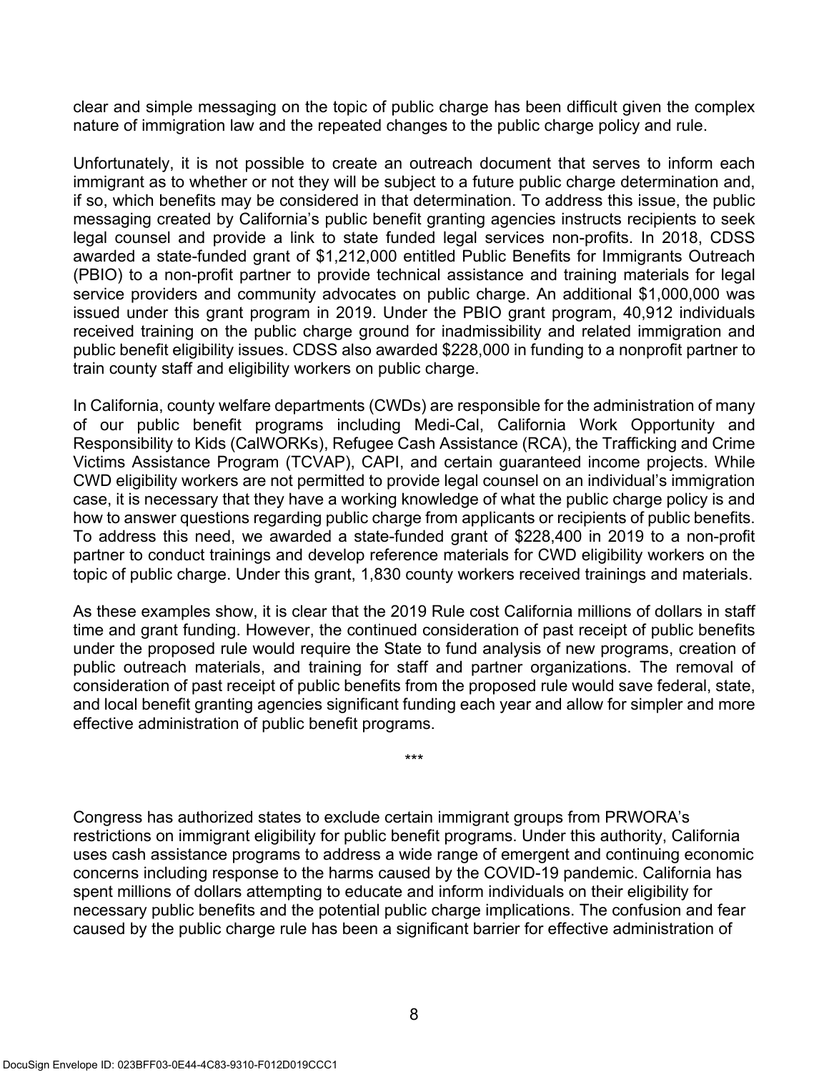clear and simple messaging on the topic of public charge has been difficult given the complex nature of immigration law and the repeated changes to the public charge policy and rule.

Unfortunately, it is not possible to create an outreach document that serves to inform each immigrant as to whether or not they will be subject to a future public charge determination and, if so, which benefits may be considered in that determination. To address this issue, the public messaging created by California's public benefit granting agencies instructs recipients to seek legal counsel and provide a link to state funded legal services non-profits. In 2018, CDSS awarded a state-funded grant of $1,212,000 entitled Public Benefits for Immigrants Outreach (PBIO) to a non-profit partner to provide technical assistance and training materials for legal service providers and community advocates on public charge. An additional $1,000,000 was issued under this grant program in 2019. Under the PBIO grant program, 40,912 individuals received training on the public charge ground for inadmissibility and related immigration and public benefit eligibility issues. CDSS also awarded $228,000 in funding to a nonprofit partner to train county staff and eligibility workers on public charge.

In California, county welfare departments (CWDs) are responsible for the administration of many of our public benefit programs including Medi-Cal, California Work Opportunity and Responsibility to Kids (CalWORKs), Refugee Cash Assistance (RCA), the Trafficking and Crime Victims Assistance Program (TCVAP), CAPI, and certain guaranteed income projects. While CWD eligibility workers are not permitted to provide legal counsel on an individual's immigration case, it is necessary that they have a working knowledge of what the public charge policy is and how to answer questions regarding public charge from applicants or recipients of public benefits. To address this need, we awarded a state-funded grant of $228,400 in 2019 to a non-profit partner to conduct trainings and develop reference materials for CWD eligibility workers on the topic of public charge. Under this grant, 1,830 county workers received trainings and materials.

As these examples show, it is clear that the 2019 Rule cost California millions of dollars in staff time and grant funding. However, the continued consideration of past receipt of public benefits under the proposed rule would require the State to fund analysis of new programs, creation of public outreach materials, and training for staff and partner organizations. The removal of consideration of past receipt of public benefits from the proposed rule would save federal, state, and local benefit granting agencies significant funding each year and allow for simpler and more effective administration of public benefit programs.

\*\*\*

Congress has authorized states to exclude certain immigrant groups from PRWORA's restrictions on immigrant eligibility for public benefit programs. Under this authority, California uses cash assistance programs to address a wide range of emergent and continuing economic concerns including response to the harms caused by the COVID-19 pandemic. California has spent millions of dollars attempting to educate and inform individuals on their eligibility for necessary public benefits and the potential public charge implications. The confusion and fear caused by the public charge rule has been a significant barrier for effective administration of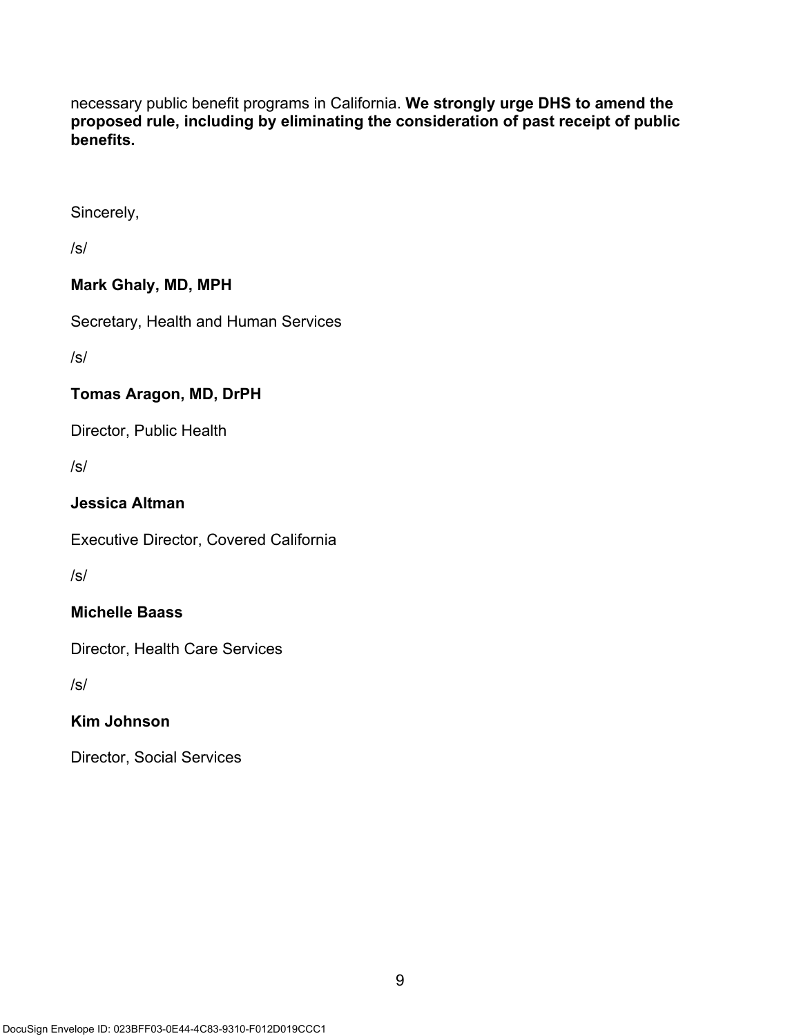necessary public benefit programs in California. **We strongly urge DHS to amend the proposed rule, including by eliminating the consideration of past receipt of public benefits.**

Sincerely,

/s/

**Mark Ghaly, MD, MPH**

Secretary, Health and Human Services

/s/

**Tomas Aragon, MD, DrPH**

Director, Public Health

/s/

**Jessica Altman**

Executive Director, Covered California

/s/

**Michelle Baass**

Director, Health Care Services

/s/

**Kim Johnson**

Director, Social Services

DocuSign Envelope ID: 023BFF03-0E44-4C83-9310-F012D019CCC1